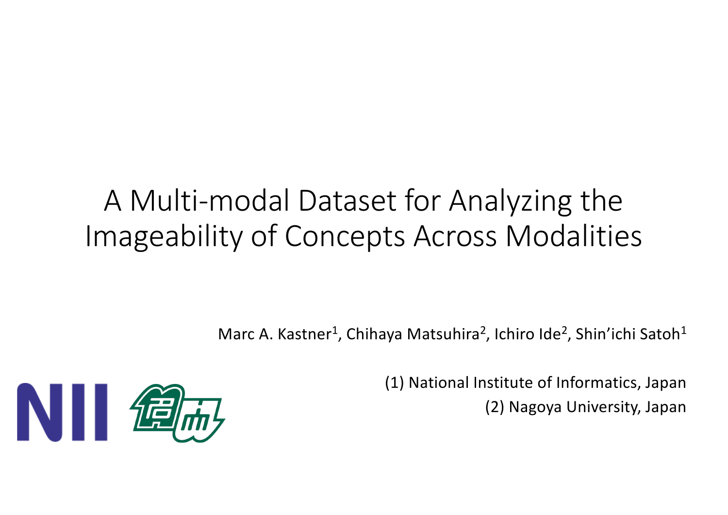# A Multi-modal Dataset for Analyzing the Imageability of Concepts Across Modalities

Marc A. Kastner[1], Chihaya Matsuhira[2], Ichiro Ide[2], Shin'ichi Satoh[1]

(1) National Institute of Informatics, Japan

(2) Nagoya University, Japan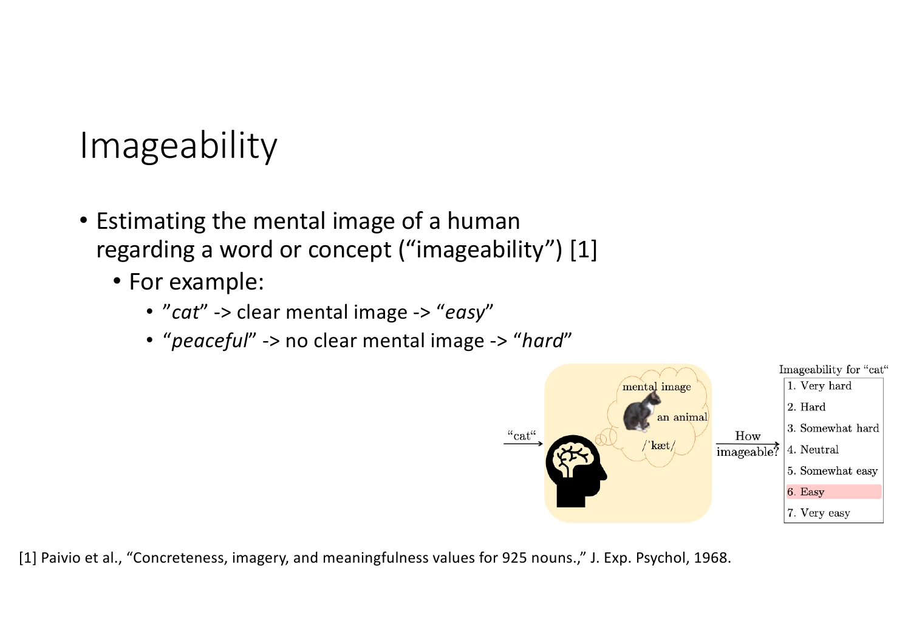# Imageability

- Estimating the mental image of a human regarding a word or concept ("imageability") [1]
  - For example:
    - "*cat*" -> clear mental image -> "*easy*"
    - "*peaceful*" -> no clear mental image -> "*hard*"

"cat"

mental image

an animal

/ˈkæt/

How imageable?

Imageability for "cat"

1. Very hard
2. Hard
3. Somewhat hard
4. Neutral
5. Somewhat easy
6. Easy
7. Very easy

[1] Paivio et al., "Concreteness, imagery, and meaningfulness values for 925 nouns.," J. Exp. Psychol, 1968.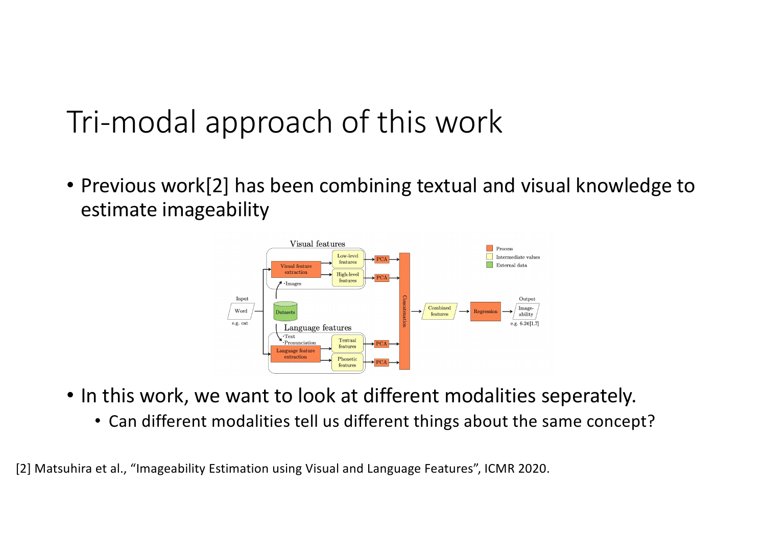# Tri-modal approach of this work

- Previous work[2] has been combining textual and visual knowledge to estimate imageability

- In this work, we want to look at different modalities seperately.
  - Can different modalities tell us different things about the same concept?

[2] Matsuhira et al., "Imageability Estimation using Visual and Language Features", ICMR 2020.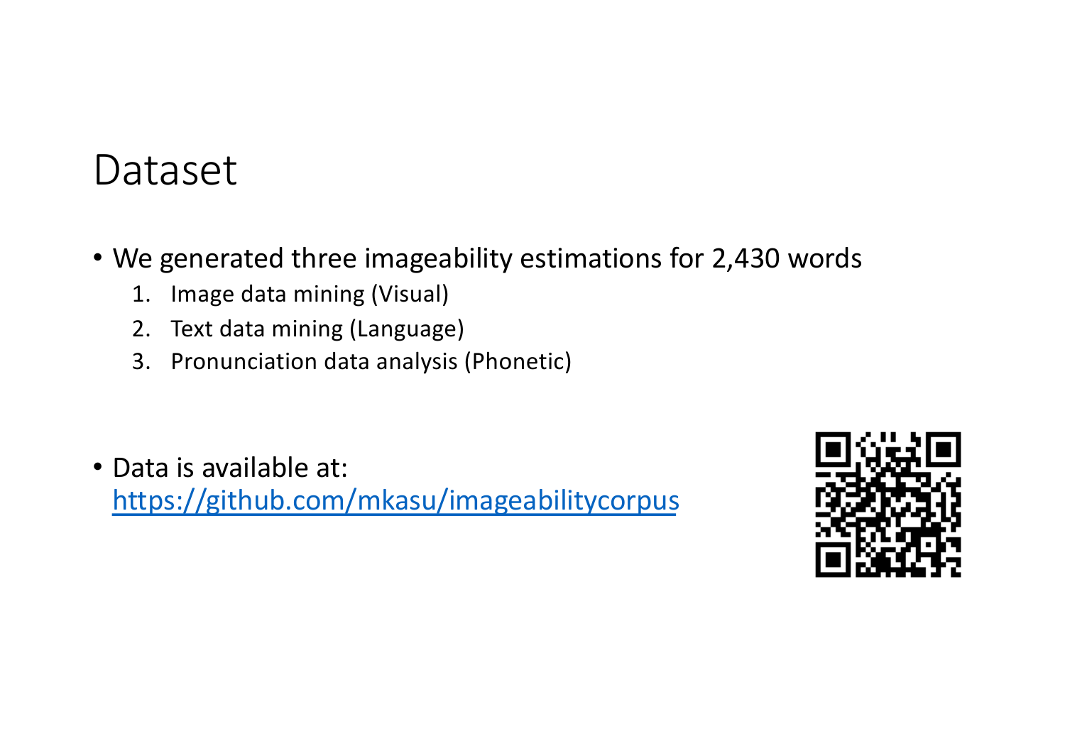# Dataset

- We generated three imageability estimations for 2,430 words
  1. Image data mining (Visual)
  2. Text data mining (Language)
  3. Pronunciation data analysis (Phonetic)

- Data is available at:
  https://github.com/mkasu/imageabilitycorpus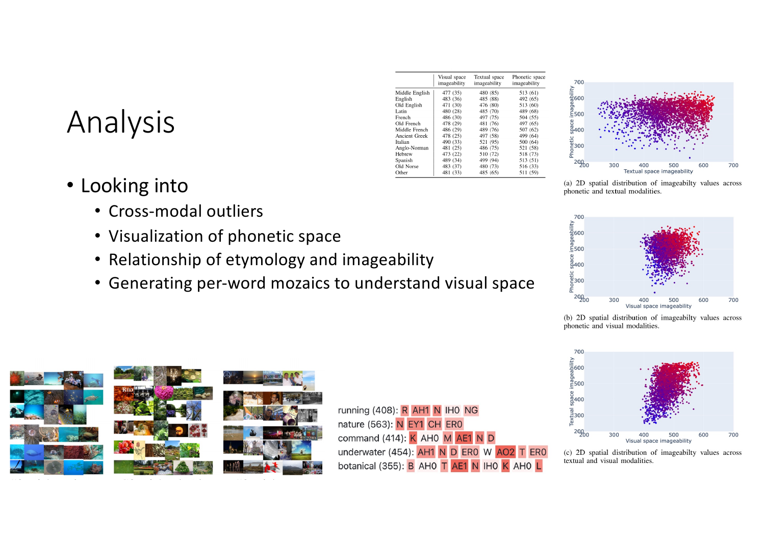# Analysis

- Looking into
  - Cross-modal outliers
  - Visualization of phonetic space
  - Relationship of etymology and imageability
  - Generating per-word mozaics to understand visual space

| | Visual space imageability | Textual space imageability | Phonetic space imageability |
|---|---|---|---|
| Middle English | 477 (35) | 480 (85) | 513 (61) |
| English | 483 (36) | 485 (88) | 492 (65) |
| Old English | 471 (30) | 476 (80) | 513 (60) |
| Latin | 480 (28) | 485 (70) | 489 (68) |
| French | 486 (30) | 497 (75) | 504 (55) |
| Old French | 478 (29) | 481 (76) | 497 (65) |
| Middle French | 486 (29) | 489 (76) | 507 (62) |
| Ancient Greek | 478 (25) | 497 (58) | 499 (64) |
| Italian | 490 (33) | 521 (95) | 500 (64) |
| Anglo-Norman | 481 (25) | 486 (75) | 521 (58) |
| Hebrew | 473 (22) | 510 (72) | 518 (73) |
| Spanish | 489 (34) | 499 (94) | 513 (51) |
| Old Norse | 483 (37) | 480 (73) | 516 (33) |
| Other | 481 (33) | 485 (65) | 511 (59) |

Phonetic space imageability
700
600
500
400
300
200
200 300 400 500 600 700
Textual space imageability

(a) 2D spatial distribution of imageabilty values across phonetic and textual modalities.

Phonetic space imageability
700
600
500
400
300
200
200 300 400 500 600 700
Visual space imageability

(b) 2D spatial distribution of imageabilty values across phonetic and visual modalities.

Textual space imageability
700
600
500
400
300
200
200 300 400 500 600 700
Visual space imageability

(c) 2D spatial distribution of imageabilty values across textual and visual modalities.

running (408): R AH1 N IH0 NG
nature (563): N EY1 CH ER0
command (414): K AH0 M AE1 N D
underwater (454): AH1 N D ER0 W AO2 T ER0
botanical (355): B AH0 T AE1 N IH0 K AH0 L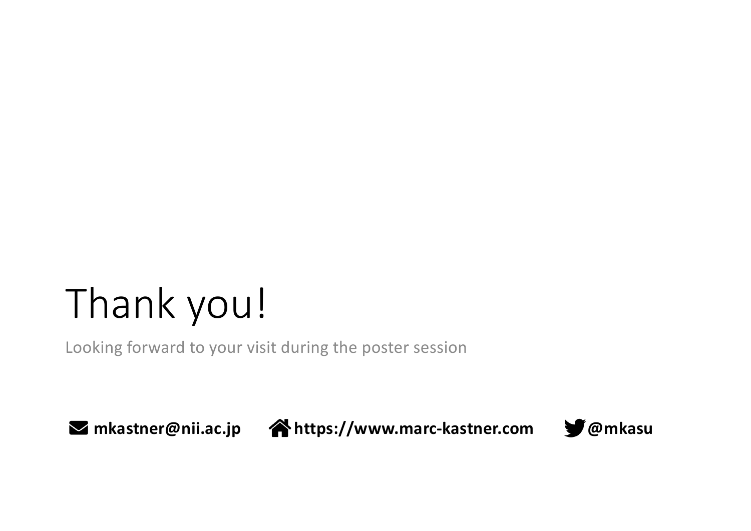# Thank you!

Looking forward to your visit during the poster session

**mkastner@nii.ac.jp** **https://www.marc-kastner.com** **@mkasu**